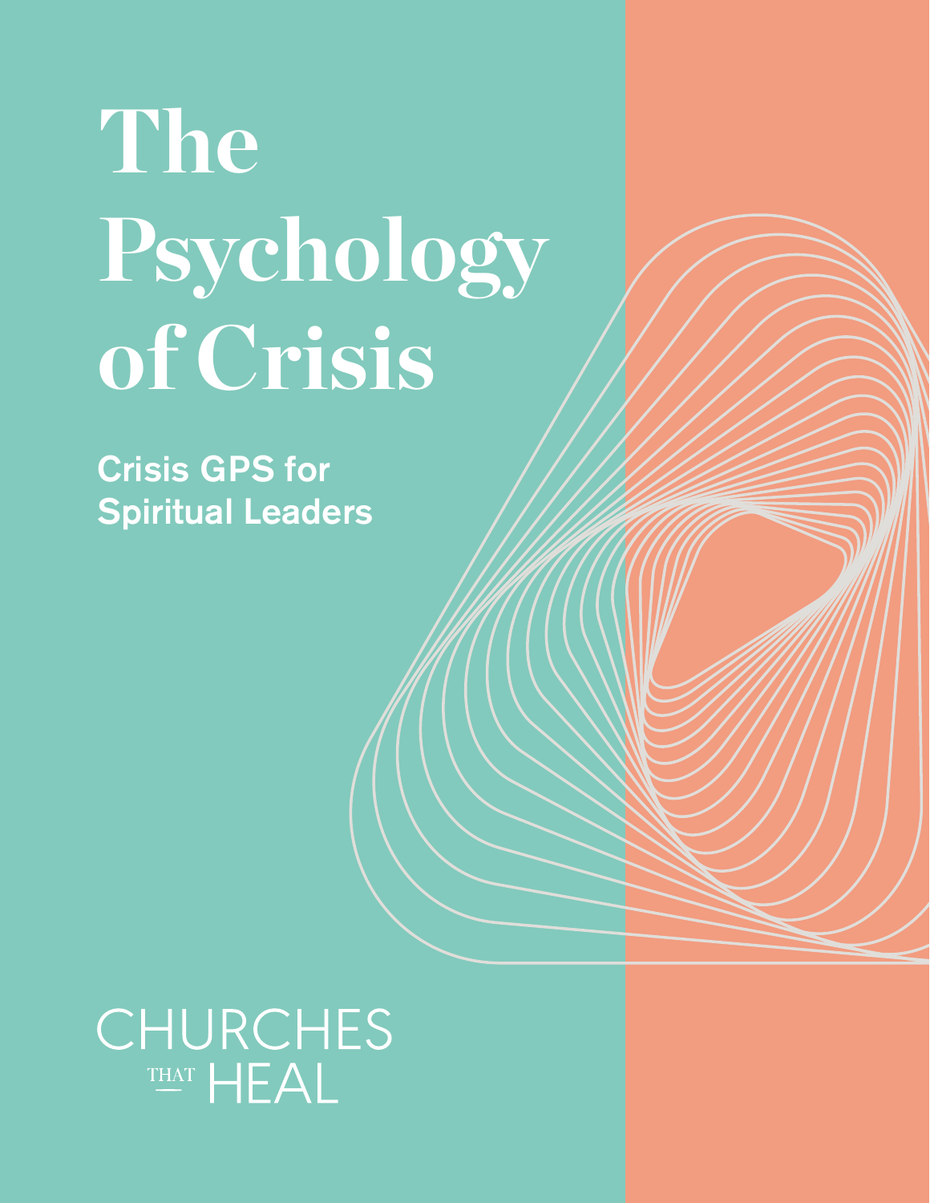# The Psychology of Crisis

## Crisis GPS for Spiritual Leaders

CHURCHES THAT HEAL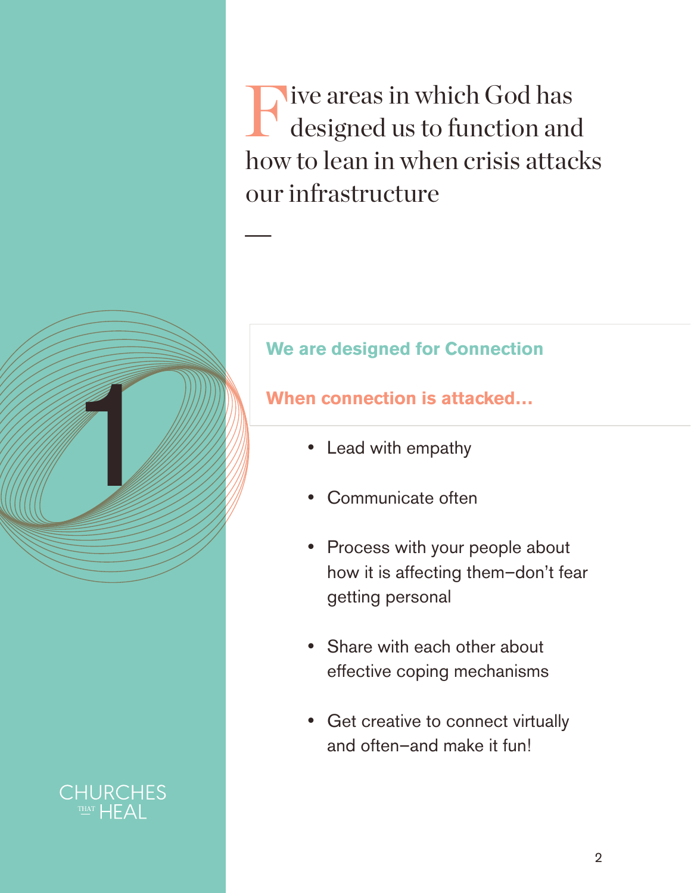# Five areas in which God has designed us to function and how to lean in when crisis attacks our infrastructure

## 1

### We are designed for Connection

**When connection is attacked...**

- Lead with empathy
- Communicate often
- Process with your people about how it is affecting them–don't fear getting personal
- Share with each other about effective coping mechanisms
- Get creative to connect virtually and often–and make it fun!

CHURCHES THAT HEAL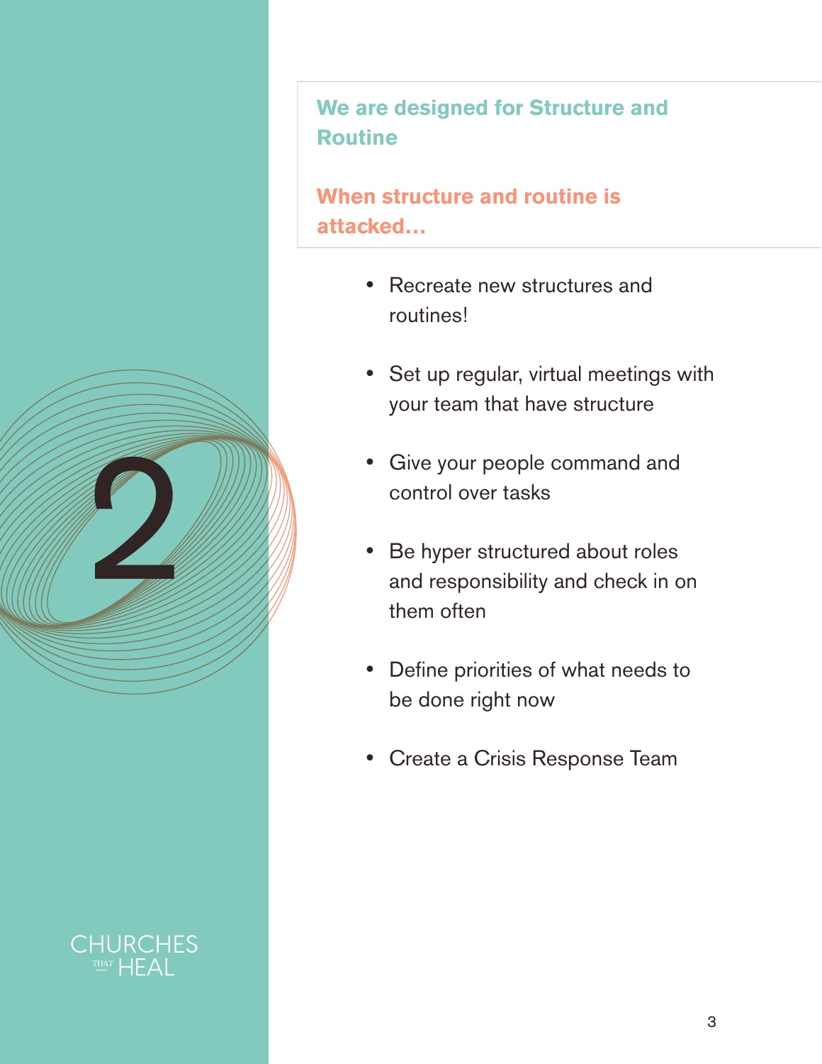# 2

## We are designed for Structure and Routine

### When structure and routine is attacked…

- Recreate new structures and routines!
- Set up regular, virtual meetings with your team that have structure
- Give your people command and control over tasks
- Be hyper structured about roles and responsibility and check in on them often
- Define priorities of what needs to be done right now
- Create a Crisis Response Team

CHURCHES THAT HEAL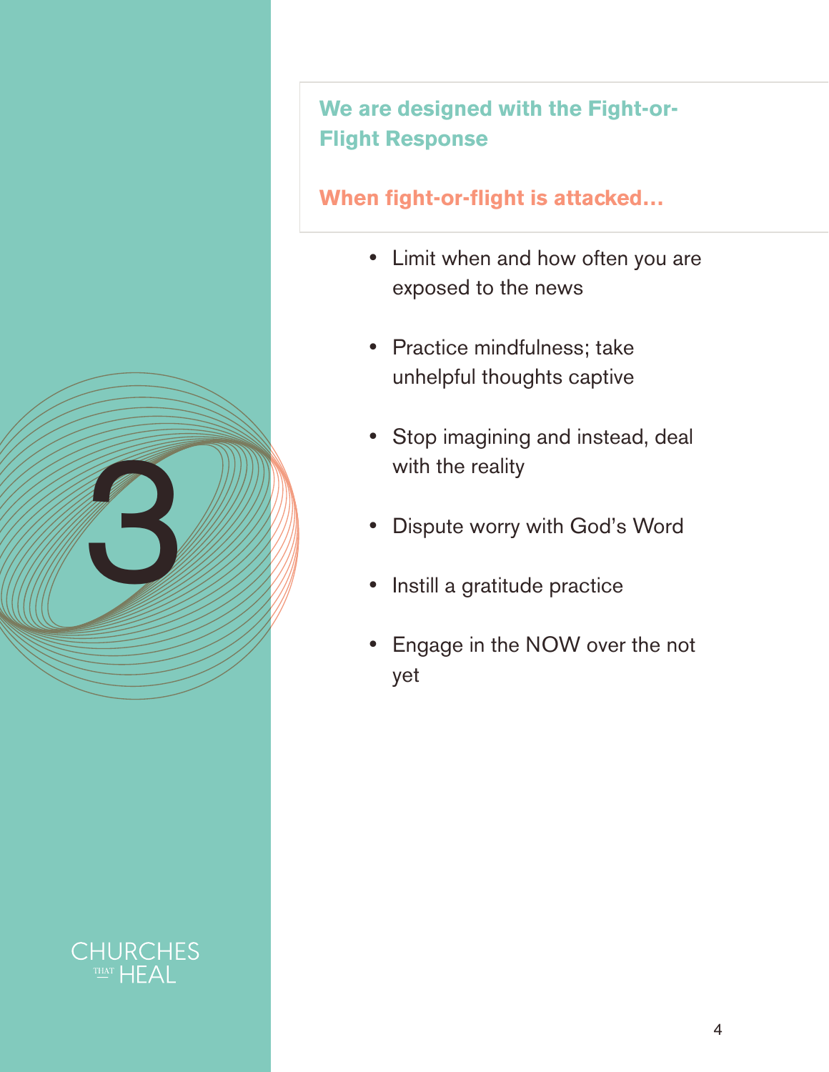3

## We are designed with the Fight-or-Flight Response

### When fight-or-flight is attacked…

- Limit when and how often you are exposed to the news
- Practice mindfulness; take unhelpful thoughts captive
- Stop imagining and instead, deal with the reality
- Dispute worry with God's Word
- Instill a gratitude practice
- Engage in the NOW over the not yet

CHURCHES THAT HEAL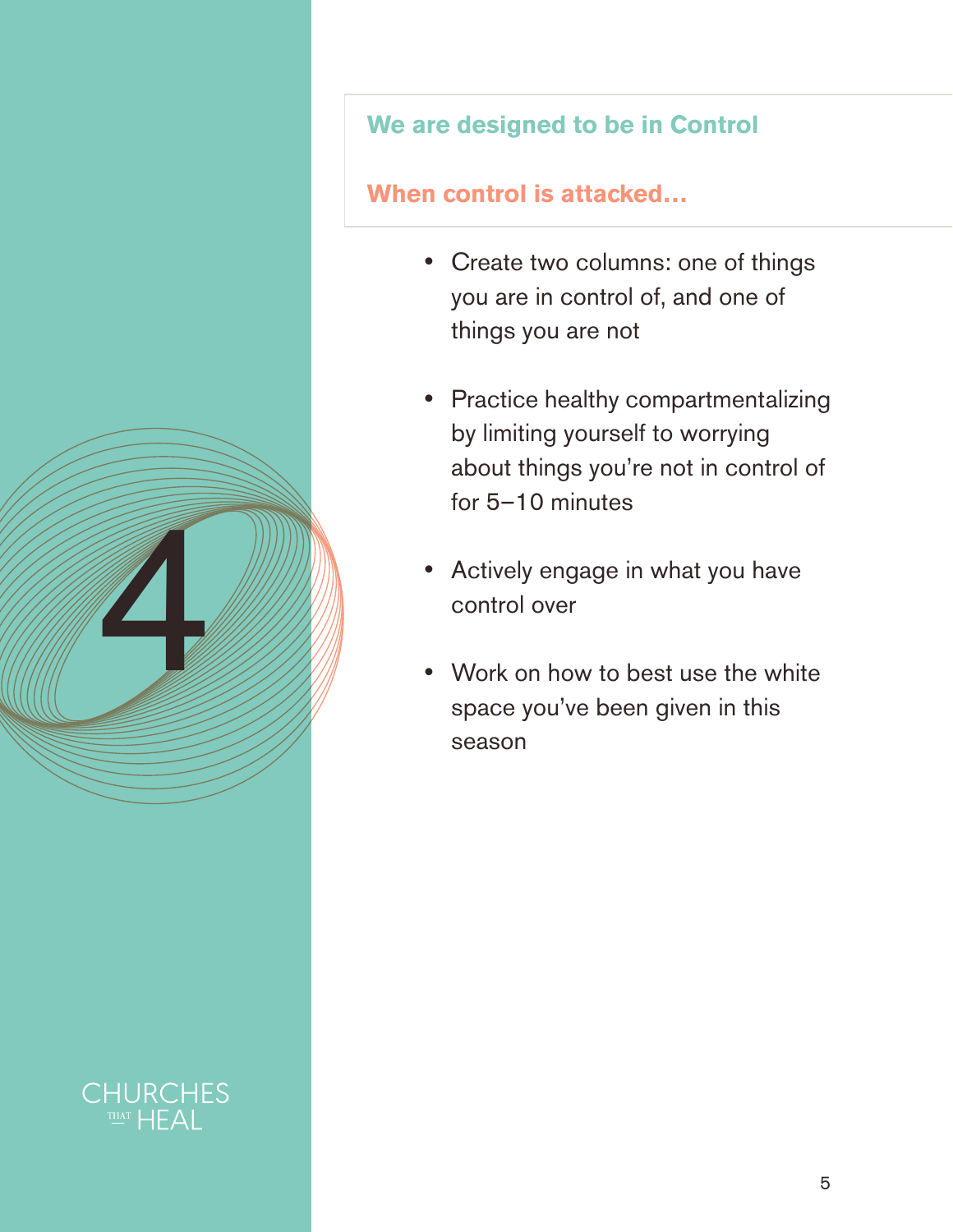# 4

## We are designed to be in Control

## When control is attacked…

- Create two columns: one of things you are in control of, and one of things you are not
- Practice healthy compartmentalizing by limiting yourself to worrying about things you're not in control of for 5–10 minutes
- Actively engage in what you have control over
- Work on how to best use the white space you've been given in this season

CHURCHES THAT HEAL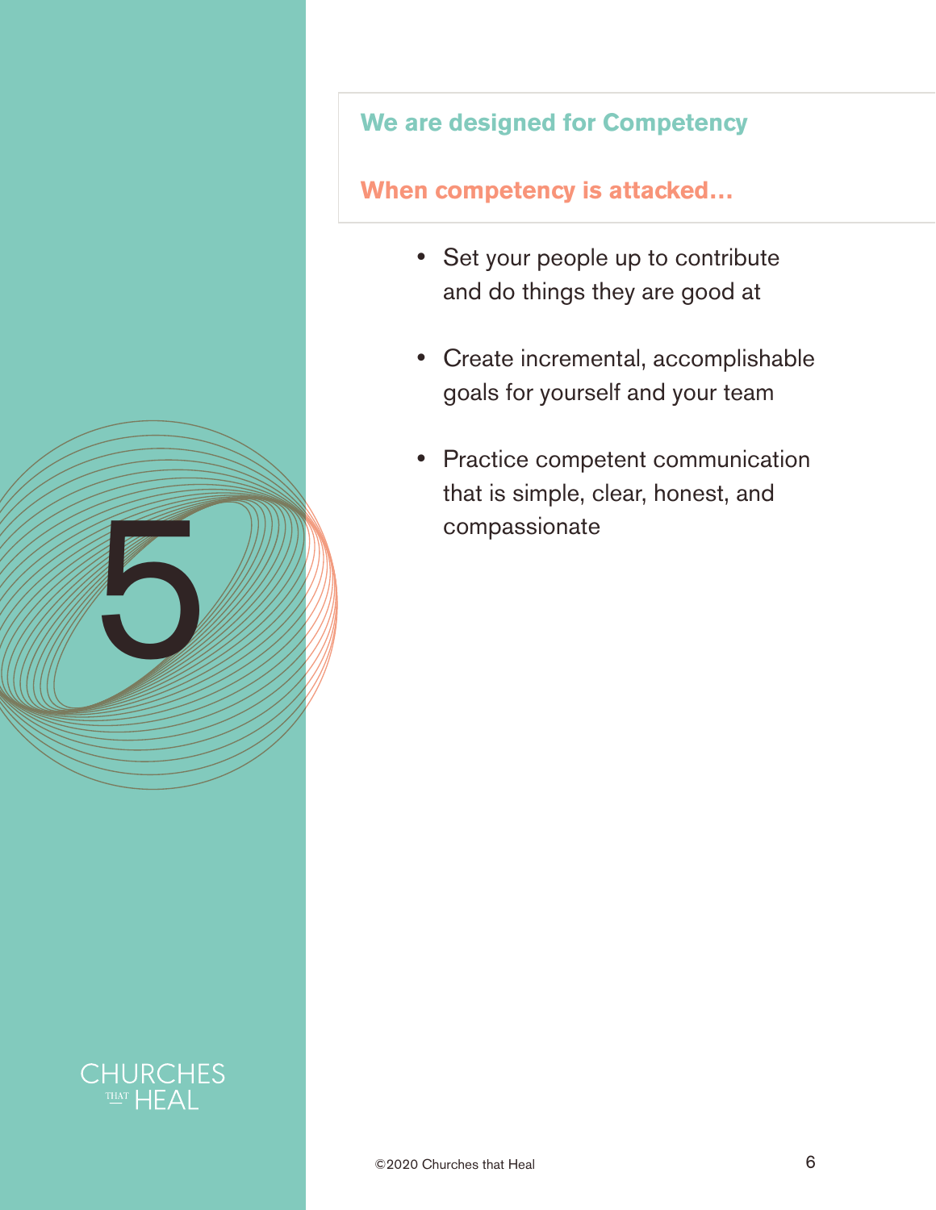# 5

## We are designed for Competency

## When competency is attacked…

- Set your people up to contribute and do things they are good at
- Create incremental, accomplishable goals for yourself and your team
- Practice competent communication that is simple, clear, honest, and compassionate

CHURCHES THAT HEAL

©2020 Churches that Heal